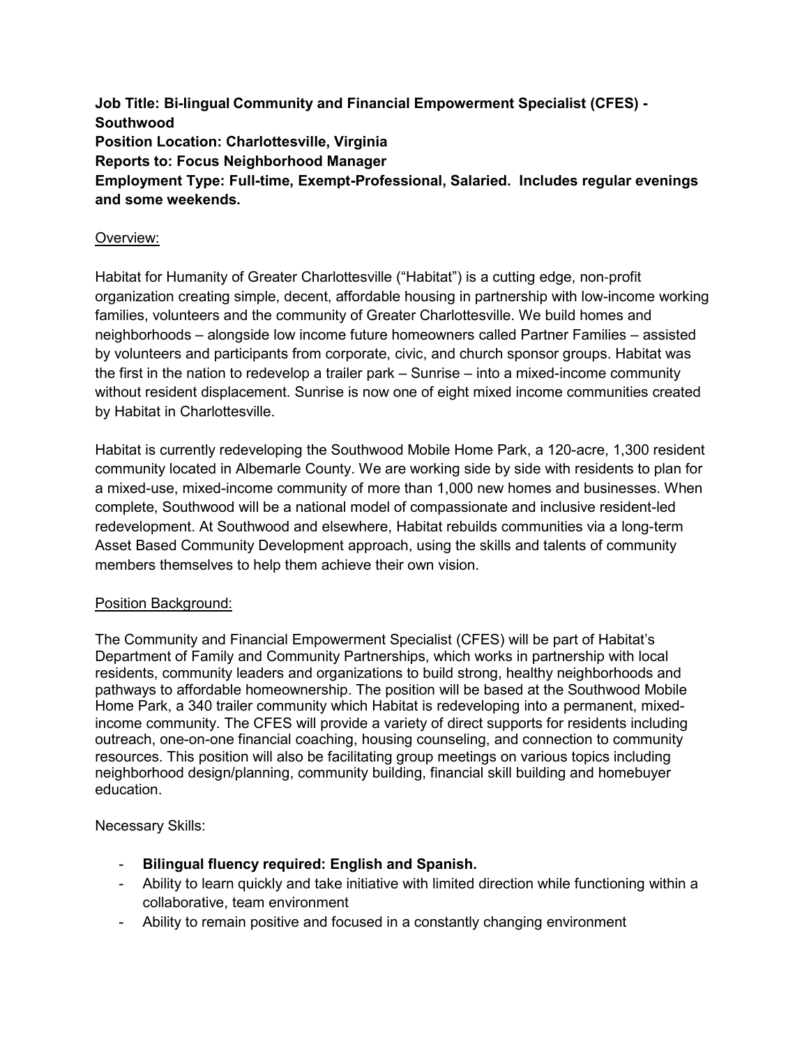**Job Title: Bi-lingual Community and Financial Empowerment Specialist (CFES) - Southwood**
**Position Location: Charlottesville, Virginia**
**Reports to: Focus Neighborhood Manager**
**Employment Type: Full-time, Exempt-Professional, Salaried. Includes regular evenings and some weekends.**

## Overview:

Habitat for Humanity of Greater Charlottesville ("Habitat") is a cutting edge, non-profit organization creating simple, decent, affordable housing in partnership with low-income working families, volunteers and the community of Greater Charlottesville. We build homes and neighborhoods – alongside low income future homeowners called Partner Families – assisted by volunteers and participants from corporate, civic, and church sponsor groups. Habitat was the first in the nation to redevelop a trailer park – Sunrise – into a mixed-income community without resident displacement. Sunrise is now one of eight mixed income communities created by Habitat in Charlottesville.

Habitat is currently redeveloping the Southwood Mobile Home Park, a 120-acre, 1,300 resident community located in Albemarle County. We are working side by side with residents to plan for a mixed-use, mixed-income community of more than 1,000 new homes and businesses. When complete, Southwood will be a national model of compassionate and inclusive resident-led redevelopment. At Southwood and elsewhere, Habitat rebuilds communities via a long-term Asset Based Community Development approach, using the skills and talents of community members themselves to help them achieve their own vision.

## Position Background:

The Community and Financial Empowerment Specialist (CFES) will be part of Habitat's Department of Family and Community Partnerships, which works in partnership with local residents, community leaders and organizations to build strong, healthy neighborhoods and pathways to affordable homeownership. The position will be based at the Southwood Mobile Home Park, a 340 trailer community which Habitat is redeveloping into a permanent, mixed-income community. The CFES will provide a variety of direct supports for residents including outreach, one-on-one financial coaching, housing counseling, and connection to community resources. This position will also be facilitating group meetings on various topics including neighborhood design/planning, community building, financial skill building and homebuyer education.

Necessary Skills:

- **Bilingual fluency required: English and Spanish.**
- Ability to learn quickly and take initiative with limited direction while functioning within a collaborative, team environment
- Ability to remain positive and focused in a constantly changing environment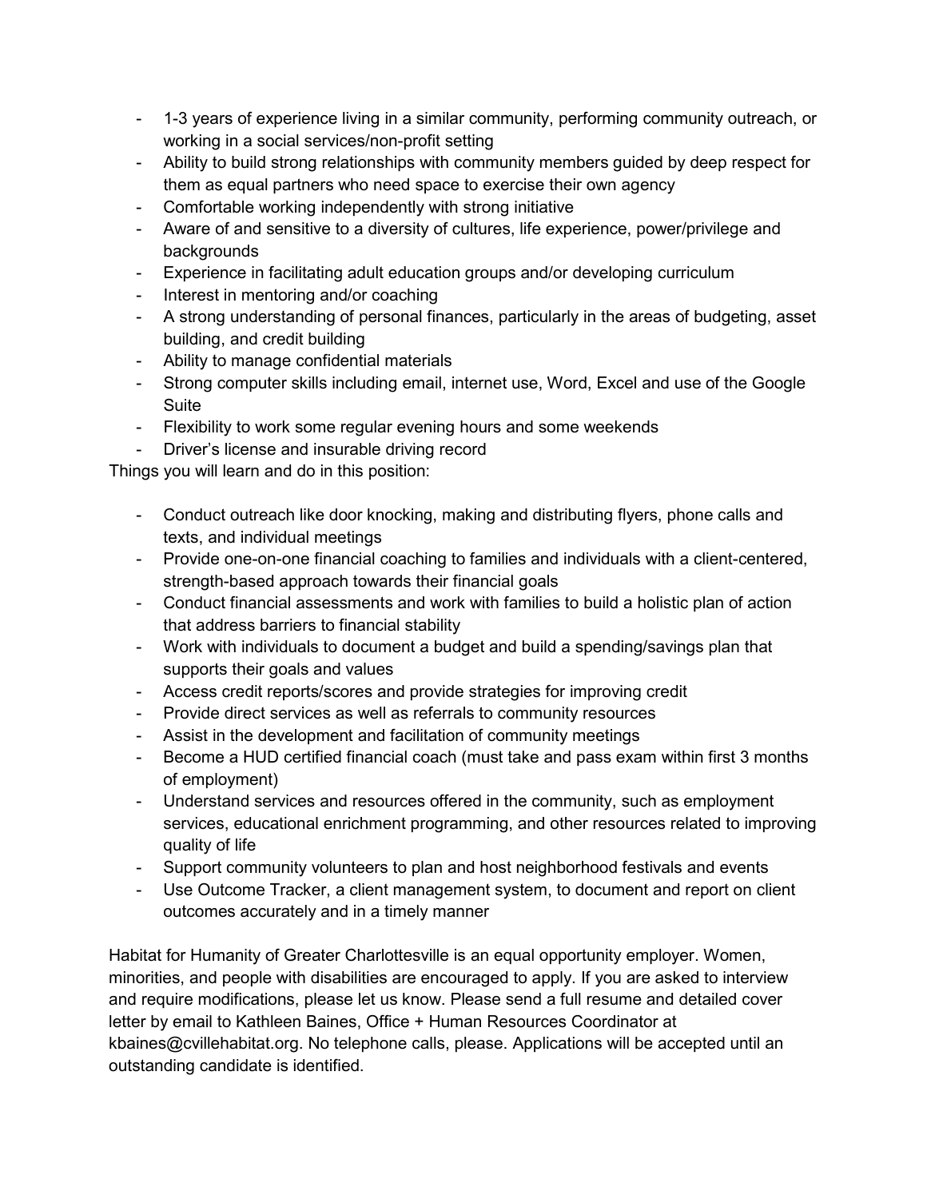- 1-3 years of experience living in a similar community, performing community outreach, or working in a social services/non-profit setting
- Ability to build strong relationships with community members guided by deep respect for them as equal partners who need space to exercise their own agency
- Comfortable working independently with strong initiative
- Aware of and sensitive to a diversity of cultures, life experience, power/privilege and backgrounds
- Experience in facilitating adult education groups and/or developing curriculum
- Interest in mentoring and/or coaching
- A strong understanding of personal finances, particularly in the areas of budgeting, asset building, and credit building
- Ability to manage confidential materials
- Strong computer skills including email, internet use, Word, Excel and use of the Google Suite
- Flexibility to work some regular evening hours and some weekends
- Driver's license and insurable driving record

Things you will learn and do in this position:

- Conduct outreach like door knocking, making and distributing flyers, phone calls and texts, and individual meetings
- Provide one-on-one financial coaching to families and individuals with a client-centered, strength-based approach towards their financial goals
- Conduct financial assessments and work with families to build a holistic plan of action that address barriers to financial stability
- Work with individuals to document a budget and build a spending/savings plan that supports their goals and values
- Access credit reports/scores and provide strategies for improving credit
- Provide direct services as well as referrals to community resources
- Assist in the development and facilitation of community meetings
- Become a HUD certified financial coach (must take and pass exam within first 3 months of employment)
- Understand services and resources offered in the community, such as employment services, educational enrichment programming, and other resources related to improving quality of life
- Support community volunteers to plan and host neighborhood festivals and events
- Use Outcome Tracker, a client management system, to document and report on client outcomes accurately and in a timely manner

Habitat for Humanity of Greater Charlottesville is an equal opportunity employer. Women, minorities, and people with disabilities are encouraged to apply. If you are asked to interview and require modifications, please let us know. Please send a full resume and detailed cover letter by email to Kathleen Baines, Office + Human Resources Coordinator at kbaines@cvillehabitat.org. No telephone calls, please. Applications will be accepted until an outstanding candidate is identified.